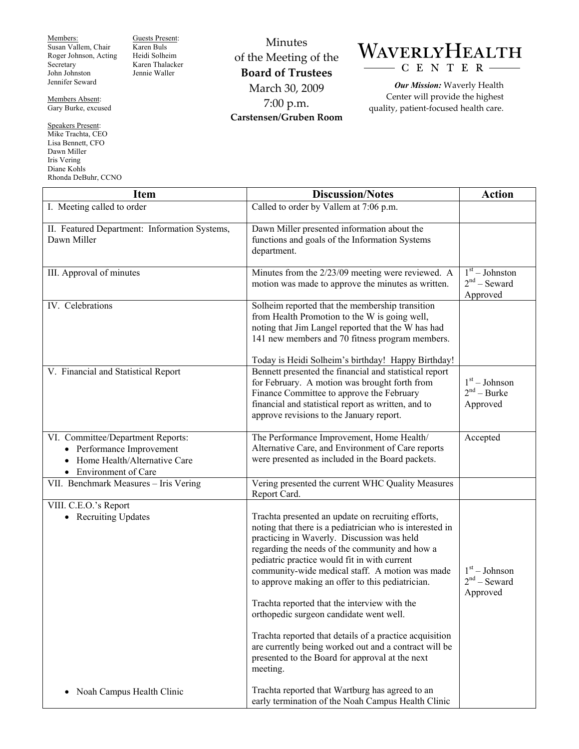Members:
Susan Vallem, Chair
Roger Johnson, Acting Secretary
John Johnston
Jennifer Seward

Members Absent:
Gary Burke, excused

Speakers Present:
Mike Trachta, CEO
Lisa Bennett, CFO
Dawn Miller
Iris Vering
Diane Kohls
Rhonda DeBuhr, CCNO

Guests Present:
Karen Buls
Heidi Solheim
Karen Thalacker
Jennie Waller

# Minutes of the Meeting of the **Board of Trustees**

March 30, 2009
7:00 p.m.
**Carstensen/Gruben Room**

**WAVERLY HEALTH CENTER**

***Our Mission:*** Waverly Health Center will provide the highest quality, patient-focused health care.

| Item | Discussion/Notes | Action |
|---|---|---|
| I. Meeting called to order | Called to order by Vallem at 7:06 p.m. | |
| II. Featured Department: Information Systems, Dawn Miller | Dawn Miller presented information about the functions and goals of the Information Systems department. | |
| III. Approval of minutes | Minutes from the 2/23/09 meeting were reviewed. A motion was made to approve the minutes as written. | 1st – Johnston<br>2nd – Seward<br>Approved |
| IV. Celebrations | Solheim reported that the membership transition from Health Promotion to the W is going well, noting that Jim Langel reported that the W has had 141 new members and 70 fitness program members.<br><br>Today is Heidi Solheim's birthday! Happy Birthday! | |
| V. Financial and Statistical Report | Bennett presented the financial and statistical report for February. A motion was brought forth from Finance Committee to approve the February financial and statistical report as written, and to approve revisions to the January report. | 1st – Johnson<br>2nd – Burke<br>Approved |
| VI. Committee/Department Reports:<br>• Performance Improvement<br>• Home Health/Alternative Care<br>• Environment of Care | The Performance Improvement, Home Health/ Alternative Care, and Environment of Care reports were presented as included in the Board packets. | Accepted |
| VII. Benchmark Measures – Iris Vering | Vering presented the current WHC Quality Measures Report Card. | |
| VIII. C.E.O.'s Report<br>• Recruiting Updates | Trachta presented an update on recruiting efforts, noting that there is a pediatrician who is interested in practicing in Waverly. Discussion was held regarding the needs of the community and how a pediatric practice would fit in with current community-wide medical staff. A motion was made to approve making an offer to this pediatrician.<br><br>Trachta reported that the interview with the orthopedic surgeon candidate went well.<br><br>Trachta reported that details of a practice acquisition are currently being worked out and a contract will be presented to the Board for approval at the next meeting. | 1st – Johnson<br>2nd – Seward<br>Approved |
| • Noah Campus Health Clinic | Trachta reported that Wartburg has agreed to an early termination of the Noah Campus Health Clinic | |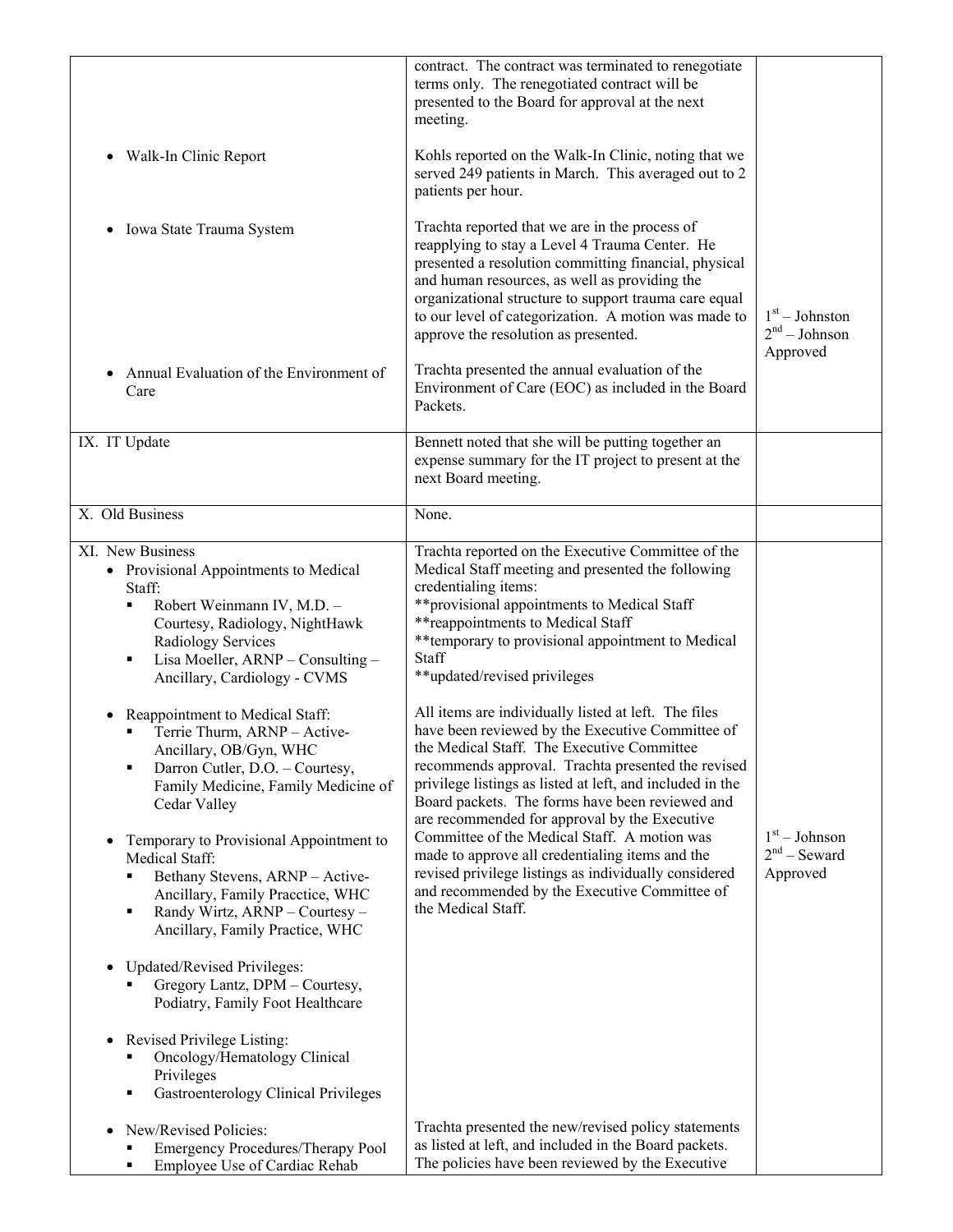| | | |
|---|---|---|
| | contract. The contract was terminated to renegotiate terms only. The renegotiated contract will be presented to the Board for approval at the next meeting. | |
| • Walk-In Clinic Report | Kohls reported on the Walk-In Clinic, noting that we served 249 patients in March. This averaged out to 2 patients per hour. | |
| • Iowa State Trauma System | Trachta reported that we are in the process of reapplying to stay a Level 4 Trauma Center. He presented a resolution committing financial, physical and human resources, as well as providing the organizational structure to support trauma care equal to our level of categorization. A motion was made to approve the resolution as presented. | 1st – Johnston<br>2nd – Johnson<br>Approved |
| • Annual Evaluation of the Environment of Care | Trachta presented the annual evaluation of the Environment of Care (EOC) as included in the Board Packets. | |
| IX. IT Update | Bennett noted that she will be putting together an expense summary for the IT project to present at the next Board meeting. | |
| X. Old Business | None. | |
| XI. New Business<br>• Provisional Appointments to Medical Staff:<br>&nbsp;&nbsp;▪ Robert Weinmann IV, M.D. – Courtesy, Radiology, NightHawk Radiology Services<br>&nbsp;&nbsp;▪ Lisa Moeller, ARNP – Consulting – Ancillary, Cardiology - CVMS<br><br>• Reappointment to Medical Staff:<br>&nbsp;&nbsp;▪ Terrie Thurm, ARNP – Active-Ancillary, OB/Gyn, WHC<br>&nbsp;&nbsp;▪ Darron Cutler, D.O. – Courtesy, Family Medicine, Family Medicine of Cedar Valley<br><br>• Temporary to Provisional Appointment to Medical Staff:<br>&nbsp;&nbsp;▪ Bethany Stevens, ARNP – Active-Ancillary, Family Pracctice, WHC<br>&nbsp;&nbsp;▪ Randy Wirtz, ARNP – Courtesy – Ancillary, Family Practice, WHC<br><br>• Updated/Revised Privileges:<br>&nbsp;&nbsp;▪ Gregory Lantz, DPM – Courtesy, Podiatry, Family Foot Healthcare<br><br>• Revised Privilege Listing:<br>&nbsp;&nbsp;▪ Oncology/Hematology Clinical Privileges<br>&nbsp;&nbsp;▪ Gastroenterology Clinical Privileges | Trachta reported on the Executive Committee of the Medical Staff meeting and presented the following credentialing items:<br>**provisional appointments to Medical Staff<br>**reappointments to Medical Staff<br>**temporary to provisional appointment to Medical Staff<br>**updated/revised privileges<br><br>All items are individually listed at left. The files have been reviewed by the Executive Committee of the Medical Staff. The Executive Committee recommends approval. Trachta presented the revised privilege listings as listed at left, and included in the Board packets. The forms have been reviewed and are recommended for approval by the Executive Committee of the Medical Staff. A motion was made to approve all credentialing items and the revised privilege listings as individually considered and recommended by the Executive Committee of the Medical Staff. | 1st – Johnson<br>2nd – Seward<br>Approved |
| • New/Revised Policies:<br>&nbsp;&nbsp;▪ Emergency Procedures/Therapy Pool<br>&nbsp;&nbsp;▪ Employee Use of Cardiac Rehab | Trachta presented the new/revised policy statements as listed at left, and included in the Board packets. The policies have been reviewed by the Executive | |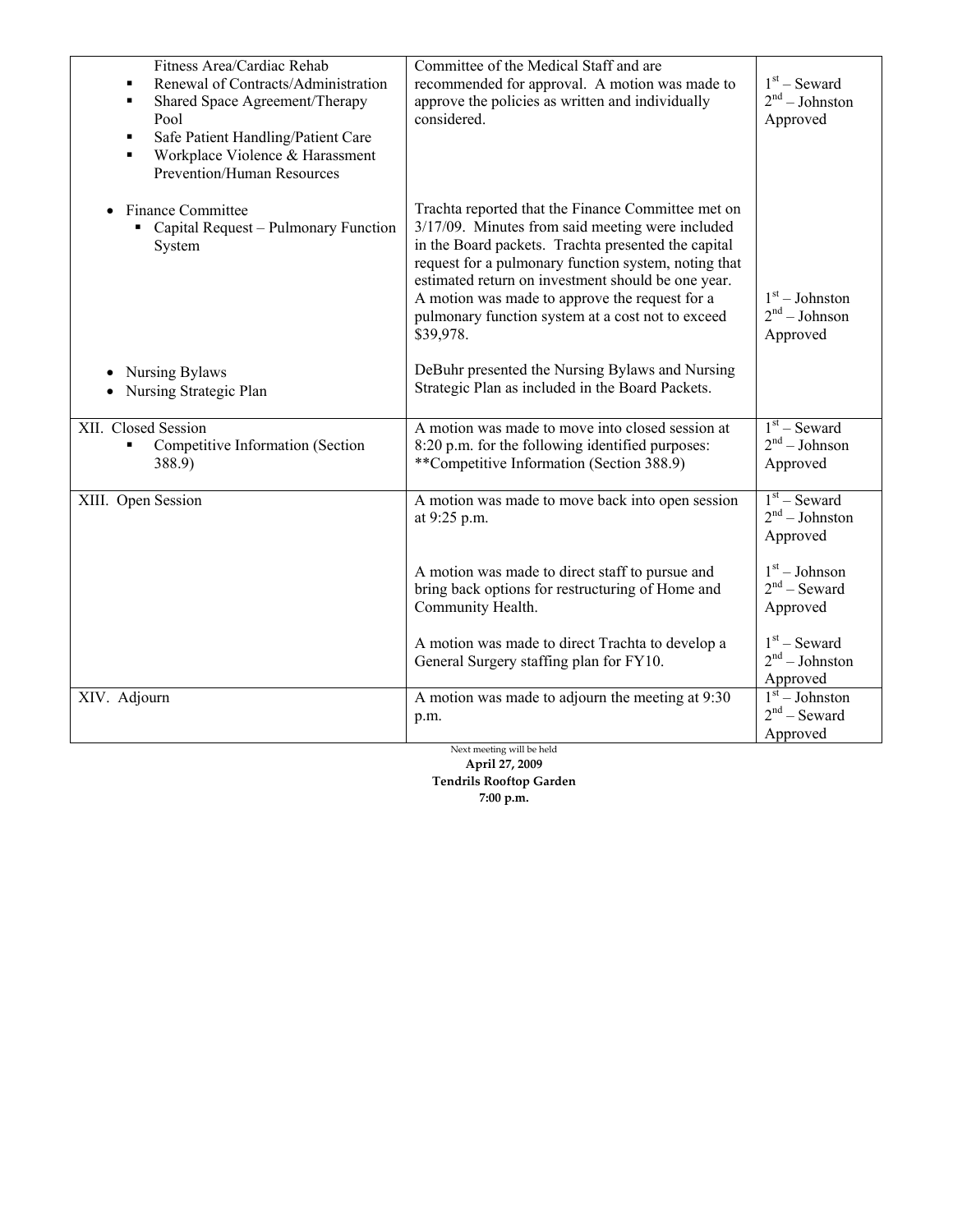| | | |
|---|---|---|
| Fitness Area/Cardiac Rehab<br>▪ Renewal of Contracts/Administration<br>▪ Shared Space Agreement/Therapy Pool<br>▪ Safe Patient Handling/Patient Care<br>▪ Workplace Violence & Harassment Prevention/Human Resources | Committee of the Medical Staff and are recommended for approval. A motion was made to approve the policies as written and individually considered. | 1st – Seward<br>2nd – Johnston<br>Approved |
| • Finance Committee<br>▪ Capital Request – Pulmonary Function System | Trachta reported that the Finance Committee met on 3/17/09. Minutes from said meeting were included in the Board packets. Trachta presented the capital request for a pulmonary function system, noting that estimated return on investment should be one year. A motion was made to approve the request for a pulmonary function system at a cost not to exceed $39,978. | 1st – Johnston<br>2nd – Johnson<br>Approved |
| • Nursing Bylaws<br>• Nursing Strategic Plan | DeBuhr presented the Nursing Bylaws and Nursing Strategic Plan as included in the Board Packets. | |
| XII. Closed Session<br>▪ Competitive Information (Section 388.9) | A motion was made to move into closed session at 8:20 p.m. for the following identified purposes: **Competitive Information (Section 388.9) | 1st – Seward<br>2nd – Johnson<br>Approved |
| XIII. Open Session | A motion was made to move back into open session at 9:25 p.m. | 1st – Seward<br>2nd – Johnston<br>Approved |
| | A motion was made to direct staff to pursue and bring back options for restructuring of Home and Community Health. | 1st – Johnson<br>2nd – Seward<br>Approved |
| | A motion was made to direct Trachta to develop a General Surgery staffing plan for FY10. | 1st – Seward<br>2nd – Johnston<br>Approved |
| XIV. Adjourn | A motion was made to adjourn the meeting at 9:30 p.m. | 1st – Johnston<br>2nd – Seward<br>Approved |

Next meeting will be held
**April 27, 2009**
**Tendrils Rooftop Garden**
**7:00 p.m.**